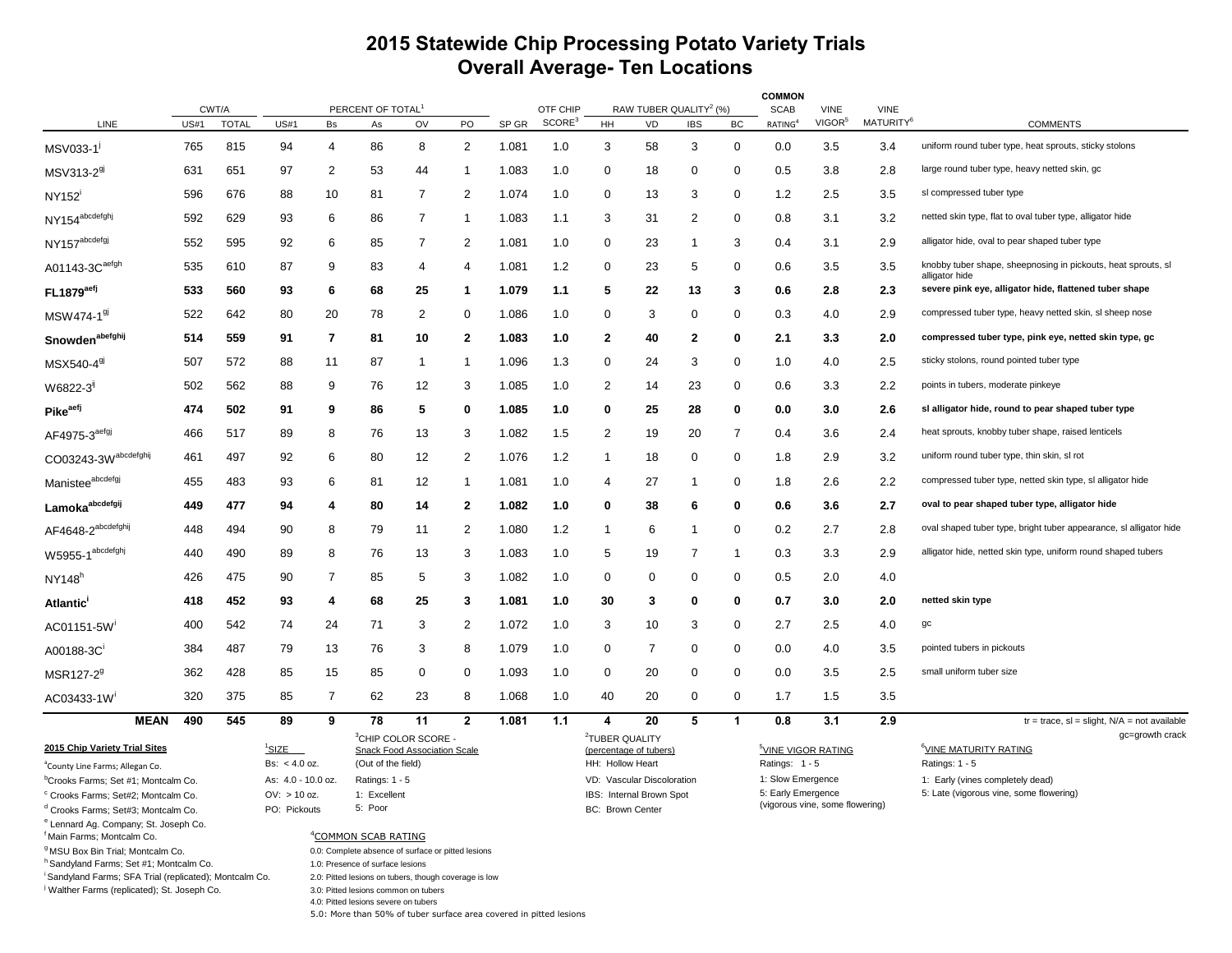# 2015 Statewide Chip Processing Potato Variety Trials
## Overall Average- Ten Locations

| LINE | CWT/A US#1 | CWT/A TOTAL | PERCENT OF TOTAL[1] US#1 | Bs | As | OV | PO | SP GR | OTF CHIP SCORE[3] | RAW TUBER QUALITY[2] (%) HH | VD | IBS | BC | COMMON SCAB RATING[4] | VINE VIGOR[5] | VINE MATURITY[6] | COMMENTS |
|---|---|---|---|---|---|---|---|---|---|---|---|---|---|---|---|---|---|
| MSV033-1[i] | 765 | 815 | 94 | 4 | 86 | 8 | 2 | 1.081 | 1.0 | 3 | 58 | 3 | 0 | 0.0 | 3.5 | 3.4 | uniform round tuber type, heat sprouts, sticky stolons |
| MSV313-2[gi] | 631 | 651 | 97 | 2 | 53 | 44 | 1 | 1.083 | 1.0 | 0 | 18 | 0 | 0 | 0.5 | 3.8 | 2.8 | large round tuber type, heavy netted skin, gc |
| NY152[i] | 596 | 676 | 88 | 10 | 81 | 7 | 2 | 1.074 | 1.0 | 0 | 13 | 3 | 0 | 1.2 | 2.5 | 3.5 | sl compressed tuber type |
| NY154[abcdefghj] | 592 | 629 | 93 | 6 | 86 | 7 | 1 | 1.083 | 1.1 | 3 | 31 | 2 | 0 | 0.8 | 3.1 | 3.2 | netted skin type, flat to oval tuber type, alligator hide |
| NY157[abcdefgj] | 552 | 595 | 92 | 6 | 85 | 7 | 2 | 1.081 | 1.0 | 0 | 23 | 1 | 3 | 0.4 | 3.1 | 2.9 | alligator hide, oval to pear shaped tuber type |
| A01143-3C[aefgh] | 535 | 610 | 87 | 9 | 83 | 4 | 4 | 1.081 | 1.2 | 0 | 23 | 5 | 0 | 0.6 | 3.5 | 3.5 | knobby tuber shape, sheepnosing in pickouts, heat sprouts, sl alligator hide |
| **FL1879[aefj]** | **533** | **560** | **93** | **6** | **68** | **25** | **1** | **1.079** | **1.1** | **5** | **22** | **13** | **3** | **0.6** | **2.8** | **2.3** | **severe pink eye, alligator hide, flattened tuber shape** |
| MSW474-1[gi] | 522 | 642 | 80 | 20 | 78 | 2 | 0 | 1.086 | 1.0 | 0 | 3 | 0 | 0 | 0.3 | 4.0 | 2.9 | compressed tuber type, heavy netted skin, sl sheep nose |
| **Snowden[abefghij]** | **514** | **559** | **91** | **7** | **81** | **10** | **2** | **1.083** | **1.0** | **2** | **40** | **2** | **0** | **2.1** | **3.3** | **2.0** | **compressed tuber type, pink eye, netted skin type, gc** |
| MSX540-4[gi] | 507 | 572 | 88 | 11 | 87 | 1 | 1 | 1.096 | 1.3 | 0 | 24 | 3 | 0 | 1.0 | 4.0 | 2.5 | sticky stolons, round pointed tuber type |
| W6822-3[ij] | 502 | 562 | 88 | 9 | 76 | 12 | 3 | 1.085 | 1.0 | 2 | 14 | 23 | 0 | 0.6 | 3.3 | 2.2 | points in tubers, moderate pinkeye |
| **Pike[aefj]** | **474** | **502** | **91** | **9** | **86** | **5** | **0** | **1.085** | **1.0** | **0** | **25** | **28** | **0** | **0.0** | **3.0** | **2.6** | **sl alligator hide, round to pear shaped tuber type** |
| AF4975-3[aefgj] | 466 | 517 | 89 | 8 | 76 | 13 | 3 | 1.082 | 1.5 | 2 | 19 | 20 | 7 | 0.4 | 3.6 | 2.4 | heat sprouts, knobby tuber shape, raised lenticels |
| CO03243-3W[abcdefghij] | 461 | 497 | 92 | 6 | 80 | 12 | 2 | 1.076 | 1.2 | 1 | 18 | 0 | 0 | 1.8 | 2.9 | 3.2 | uniform round tuber type, thin skin, sl rot |
| Manistee[abcdefgj] | 455 | 483 | 93 | 6 | 81 | 12 | 1 | 1.081 | 1.0 | 4 | 27 | 1 | 0 | 1.8 | 2.6 | 2.2 | compressed tuber type, netted skin type, sl alligator hide |
| **Lamoka[abcdefgij]** | **449** | **477** | **94** | **4** | **80** | **14** | **2** | **1.082** | **1.0** | **0** | **38** | **6** | **0** | **0.6** | **3.6** | **2.7** | **oval to pear shaped tuber type, alligator hide** |
| AF4648-2[abcdefghij] | 448 | 494 | 90 | 8 | 79 | 11 | 2 | 1.080 | 1.2 | 1 | 6 | 1 | 0 | 0.2 | 2.7 | 2.8 | oval shaped tuber type, bright tuber appearance, sl alligator hide |
| W5955-1[abcdefghj] | 440 | 490 | 89 | 8 | 76 | 13 | 3 | 1.083 | 1.0 | 5 | 19 | 7 | 1 | 0.3 | 3.3 | 2.9 | alligator hide, netted skin type, uniform round shaped tubers |
| NY148[h] | 426 | 475 | 90 | 7 | 85 | 5 | 3 | 1.082 | 1.0 | 0 | 0 | 0 | 0 | 0.5 | 2.0 | 4.0 | |
| **Atlantic[i]** | **418** | **452** | **93** | **4** | **68** | **25** | **3** | **1.081** | **1.0** | **30** | **3** | **0** | **0** | **0.7** | **3.0** | **2.0** | **netted skin type** |
| AC01151-5W[i] | 400 | 542 | 74 | 24 | 71 | 3 | 2 | 1.072 | 1.0 | 3 | 10 | 3 | 0 | 2.7 | 2.5 | 4.0 | gc |
| A00188-3C[i] | 384 | 487 | 79 | 13 | 76 | 3 | 8 | 1.079 | 1.0 | 0 | 7 | 0 | 0 | 0.0 | 4.0 | 3.5 | pointed tubers in pickouts |
| MSR127-2[g] | 362 | 428 | 85 | 15 | 85 | 0 | 0 | 1.093 | 1.0 | 0 | 20 | 0 | 0 | 0.0 | 3.5 | 2.5 | small uniform tuber size |
| AC03433-1W[i] | 320 | 375 | 85 | 7 | 62 | 23 | 8 | 1.068 | 1.0 | 40 | 20 | 0 | 0 | 1.7 | 1.5 | 3.5 | |
| **MEAN** | **490** | **545** | **89** | **9** | **78** | **11** | **2** | **1.081** | **1.1** | **4** | **20** | **5** | **1** | **0.8** | **3.1** | **2.9** | tr = trace, sl = slight, N/A = not available gc=growth crack |

**2015 Chip Variety Trial Sites**

[a] County Line Farms; Allegan Co.
[b] Crooks Farms; Set #1; Montcalm Co.
[c] Crooks Farms; Set#2; Montcalm Co.
[d] Crooks Farms; Set#3; Montcalm Co.
[e] Lennard Ag. Company; St. Joseph Co.
[f] Main Farms; Montcalm Co.
[g] MSU Box Bin Trial; Montcalm Co.
[h] Sandyland Farms; Set #1; Montcalm Co.
[i] Sandyland Farms; SFA Trial (replicated); Montcalm Co.
[j] Walther Farms (replicated); St. Joseph Co.

[1] SIZE
Bs: < 4.0 oz.
As: 4.0 - 10.0 oz.
OV: > 10 oz.
PO: Pickouts

[3] CHIP COLOR SCORE - Snack Food Association Scale
(Out of the field)
Ratings: 1 - 5
1: Excellent
5: Poor

[4] COMMON SCAB RATING
0.0: Complete absence of surface or pitted lesions
1.0: Presence of surface lesions
2.0: Pitted lesions on tubers, though coverage is low
3.0: Pitted lesions common on tubers
4.0: Pitted lesions severe on tubers
5.0: More than 50% of tuber surface area covered in pitted lesions

[2] TUBER QUALITY (percentage of tubers)
HH: Hollow Heart
VD: Vascular Discoloration
IBS: Internal Brown Spot
BC: Brown Center

[5] VINE VIGOR RATING
Ratings: 1 - 5
1: Slow Emergence
5: Early Emergence (vigorous vine, some flowering)

[6] VINE MATURITY RATING
Ratings: 1 - 5
1: Early (vines completely dead)
5: Late (vigorous vine, some flowering)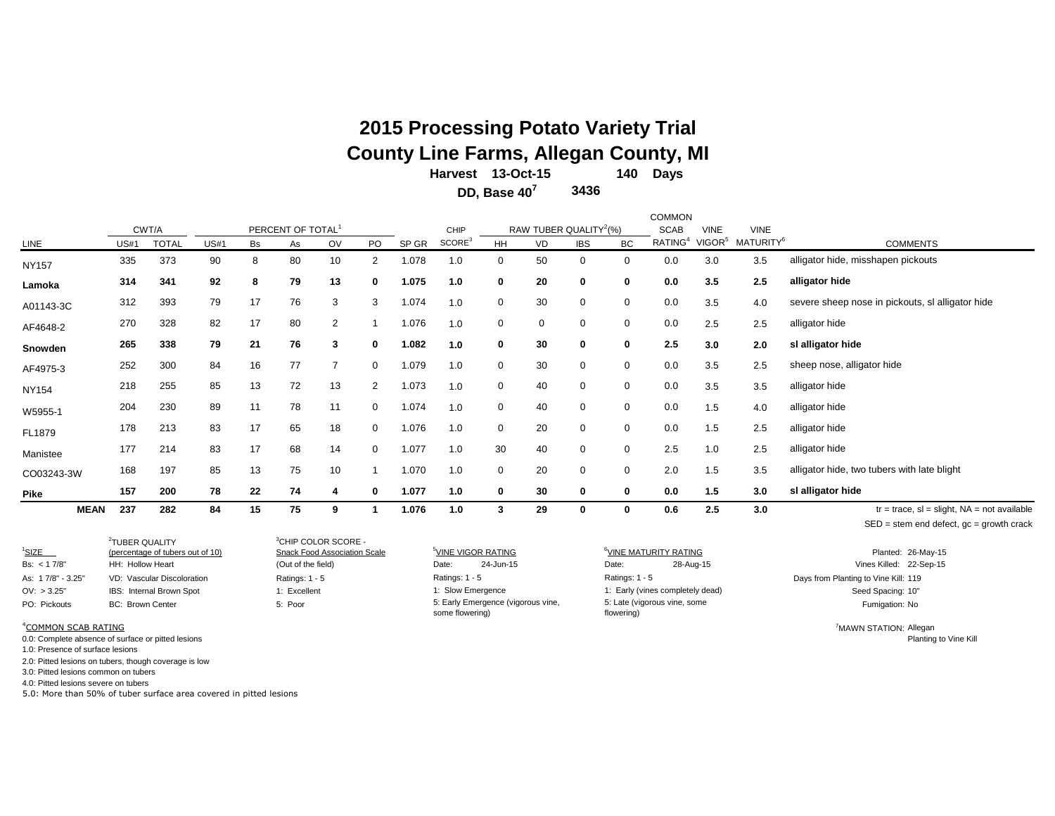# 2015 Processing Potato Variety Trial
# County Line Farms, Allegan County, MI

**Harvest 13-Oct-15 140 Days**

**DD, Base 40[7] 3436**

| LINE | CWT/A | | PERCENT OF TOTAL[1] | | | | | SP GR | CHIP | RAW TUBER QUALITY[2](%) | | | | COMMON SCAB | VINE | VINE | COMMENTS |
|---|---|---|---|---|---|---|---|---|---|---|---|---|---|---|---|---|---|
| | US#1 | TOTAL | US#1 | Bs | As | OV | PO | | SCORE[3] | HH | VD | IBS | BC | RATING[4] | VIGOR[5] | MATURITY[6] | |
| NY157 | 335 | 373 | 90 | 8 | 80 | 10 | 2 | 1.078 | 1.0 | 0 | 50 | 0 | 0 | 0.0 | 3.0 | 3.5 | alligator hide, misshapen pickouts |
| **Lamoka** | **314** | **341** | **92** | **8** | **79** | **13** | **0** | **1.075** | **1.0** | **0** | **20** | **0** | **0** | **0.0** | **3.5** | **2.5** | **alligator hide** |
| A01143-3C | 312 | 393 | 79 | 17 | 76 | 3 | 3 | 1.074 | 1.0 | 0 | 30 | 0 | 0 | 0.0 | 3.5 | 4.0 | severe sheep nose in pickouts, sl alligator hide |
| AF4648-2 | 270 | 328 | 82 | 17 | 80 | 2 | 1 | 1.076 | 1.0 | 0 | 0 | 0 | 0 | 0.0 | 2.5 | 2.5 | alligator hide |
| **Snowden** | **265** | **338** | **79** | **21** | **76** | **3** | **0** | **1.082** | **1.0** | **0** | **30** | **0** | **0** | **2.5** | **3.0** | **2.0** | **sl alligator hide** |
| AF4975-3 | 252 | 300 | 84 | 16 | 77 | 7 | 0 | 1.079 | 1.0 | 0 | 30 | 0 | 0 | 0.0 | 3.5 | 2.5 | sheep nose, alligator hide |
| NY154 | 218 | 255 | 85 | 13 | 72 | 13 | 2 | 1.073 | 1.0 | 0 | 40 | 0 | 0 | 0.0 | 3.5 | 3.5 | alligator hide |
| W5955-1 | 204 | 230 | 89 | 11 | 78 | 11 | 0 | 1.074 | 1.0 | 0 | 40 | 0 | 0 | 0.0 | 1.5 | 4.0 | alligator hide |
| FL1879 | 178 | 213 | 83 | 17 | 65 | 18 | 0 | 1.076 | 1.0 | 0 | 20 | 0 | 0 | 0.0 | 1.5 | 2.5 | alligator hide |
| Manistee | 177 | 214 | 83 | 17 | 68 | 14 | 0 | 1.077 | 1.0 | 30 | 40 | 0 | 0 | 2.5 | 1.0 | 2.5 | alligator hide |
| CO03243-3W | 168 | 197 | 85 | 13 | 75 | 10 | 1 | 1.070 | 1.0 | 0 | 20 | 0 | 0 | 2.0 | 1.5 | 3.5 | alligator hide, two tubers with late blight |
| **Pike** | **157** | **200** | **78** | **22** | **74** | **4** | **0** | **1.077** | **1.0** | **0** | **30** | **0** | **0** | **0.0** | **1.5** | **3.0** | **sl alligator hide** |
| **MEAN** | **237** | **282** | **84** | **15** | **75** | **9** | **1** | **1.076** | **1.0** | **3** | **29** | **0** | **0** | **0.6** | **2.5** | **3.0** | tr = trace, sl = slight, NA = not available |

SED = stem end defect, gc = growth crack

[1]SIZE
- Bs: < 1 7/8"
- As: 1 7/8" - 3.25"
- OV: > 3.25"
- PO: Pickouts

[2]TUBER QUALITY (percentage of tubers out of 10)
- HH: Hollow Heart
- VD: Vascular Discoloration
- IBS: Internal Brown Spot
- BC: Brown Center

[3]CHIP COLOR SCORE - Snack Food Association Scale (Out of the field)
- Ratings: 1 - 5
- 1: Excellent
- 5: Poor

[5]VINE VIGOR RATING
- Date: 24-Jun-15
- Ratings: 1 - 5
- 1: Slow Emergence
- 5: Early Emergence (vigorous vine, some flowering)

[6]VINE MATURITY RATING
- Date: 28-Aug-15
- Ratings: 1 - 5
- 1: Early (vines completely dead)
- 5: Late (vigorous vine, some flowering)

Planted: 26-May-15
Vines Killed: 22-Sep-15
Days from Planting to Vine Kill: 119
Seed Spacing: 10"
Fumigation: No

[4]COMMON SCAB RATING
- 0.0: Complete absence of surface or pitted lesions
- 1.0: Presence of surface lesions
- 2.0: Pitted lesions on tubers, though coverage is low
- 3.0: Pitted lesions common on tubers
- 4.0: Pitted lesions severe on tubers
- 5.0: More than 50% of tuber surface area covered in pitted lesions

[7]MAWN STATION: Allegan
Planting to Vine Kill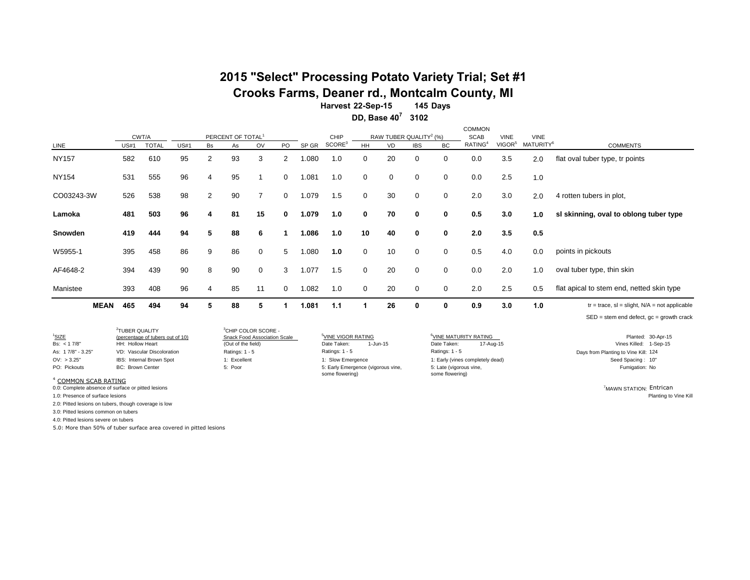# 2015 "Select" Processing Potato Variety Trial; Set #1

## Crooks Farms, Deaner rd., Montcalm County, MI

**Harvest 22-Sep-15 145 Days**

**DD, Base 40[7] 3102**

| | CWT/A | | PERCENT OF TOTAL[1] | | | | | | CHIP | RAW TUBER QUALITY[2] (%) | | | | COMMON SCAB | VINE | VINE | |
|---|---|---|---|---|---|---|---|---|---|---|---|---|---|---|---|---|---|
| LINE | US#1 | TOTAL | US#1 | Bs | As | OV | PO | SP GR | SCORE[3] | HH | VD | IBS | BC | RATING[4] | VIGOR[5] | MATURITY[6] | COMMENTS |
| NY157 | 582 | 610 | 95 | 2 | 93 | 3 | 2 | 1.080 | 1.0 | 0 | 20 | 0 | 0 | 0.0 | 3.5 | 2.0 | flat oval tuber type, tr points |
| NY154 | 531 | 555 | 96 | 4 | 95 | 1 | 0 | 1.081 | 1.0 | 0 | 0 | 0 | 0 | 0.0 | 2.5 | 1.0 | |
| CO03243-3W | 526 | 538 | 98 | 2 | 90 | 7 | 0 | 1.079 | 1.5 | 0 | 30 | 0 | 0 | 2.0 | 3.0 | 2.0 | 4 rotten tubers in plot, |
| **Lamoka** | **481** | **503** | **96** | **4** | **81** | **15** | **0** | **1.079** | **1.0** | **0** | **70** | **0** | **0** | **0.5** | **3.0** | **1.0** | **sl skinning, oval to oblong tuber type** |
| **Snowden** | **419** | **444** | **94** | **5** | **88** | **6** | **1** | **1.086** | **1.0** | **10** | **40** | **0** | **0** | **2.0** | **3.5** | **0.5** | |
| W5955-1 | 395 | 458 | 86 | 9 | 86 | 0 | 5 | 1.080 | **1.0** | 0 | 10 | 0 | 0 | 0.5 | 4.0 | 0.0 | points in pickouts |
| AF4648-2 | 394 | 439 | 90 | 8 | 90 | 0 | 3 | 1.077 | 1.5 | 0 | 20 | 0 | 0 | 0.0 | 2.0 | 1.0 | oval tuber type, thin skin |
| Manistee | 393 | 408 | 96 | 4 | 85 | 11 | 0 | 1.082 | 1.0 | 0 | 20 | 0 | 0 | 2.0 | 2.5 | 0.5 | flat apical to stem end, netted skin type |
| **MEAN** | **465** | **494** | **94** | **5** | **88** | **5** | **1** | **1.081** | **1.1** | **1** | **26** | **0** | **0** | **0.9** | **3.0** | **1.0** | tr = trace, sl = slight, N/A = not applicable |

SED = stem end defect, gc = growth crack

[1]SIZE
Bs: < 1 7/8"
As: 1 7/8" - 3.25"
OV: > 3.25"
PO: Pickouts

[2]TUBER QUALITY
(percentage of tubers out of 10)
HH: Hollow Heart
VD: Vascular Discoloration
IBS: Internal Brown Spot
BC: Brown Center

[3]CHIP COLOR SCORE - Snack Food Association Scale
(Out of the field)
Ratings: 1 - 5
1: Excellent
5: Poor

[5]VINE VIGOR RATING
Date Taken: 1-Jun-15
Ratings: 1 - 5
1: Slow Emergence
5: Early Emergence (vigorous vine, some flowering)

[6]VINE MATURITY RATING
Date Taken: 17-Aug-15
Ratings: 1 - 5
1: Early (vines completely dead)
5: Late (vigorous vine, some flowering)

Planted: 30-Apr-15
Vines Killed: 1-Sep-15
Days from Planting to Vine Kill: 124
Seed Spacing : 10"
Fumigation: No

[4] COMMON SCAB RATING
0.0: Complete absence of surface or pitted lesions
1.0: Presence of surface lesions
2.0: Pitted lesions on tubers, though coverage is low
3.0: Pitted lesions common on tubers
4.0: Pitted lesions severe on tubers
5.0: More than 50% of tuber surface area covered in pitted lesions

[7]MAWN STATION: Entrican
Planting to Vine Kill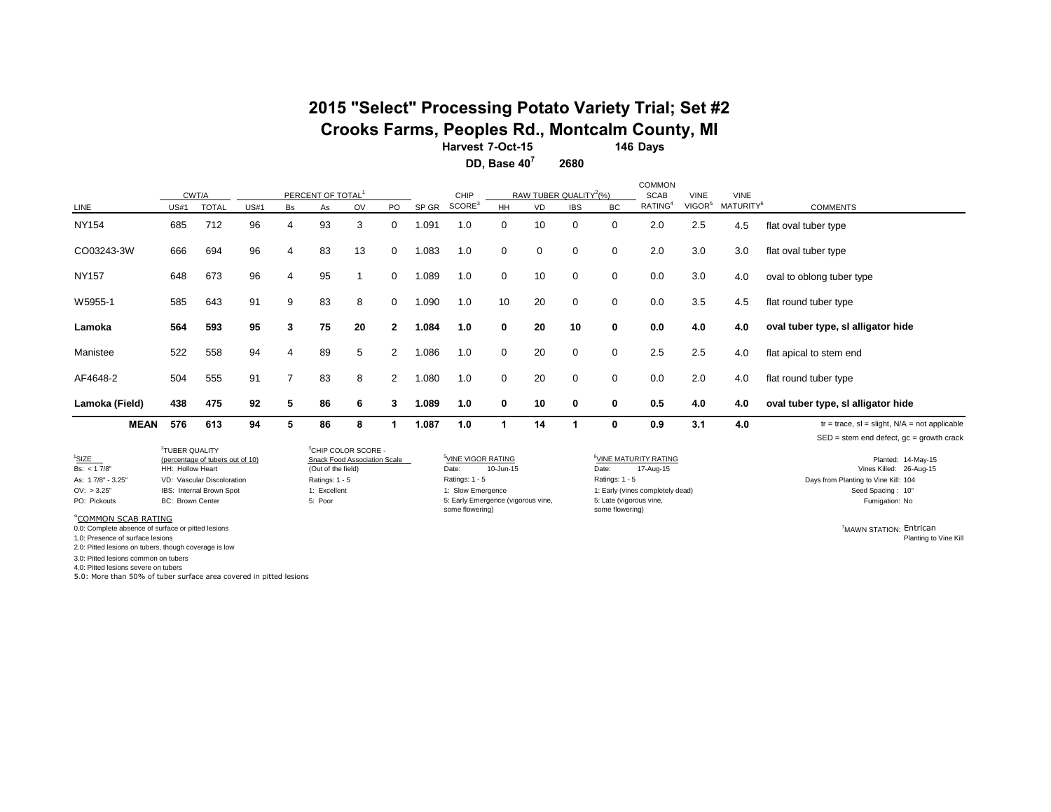# 2015 "Select" Processing Potato Variety Trial; Set #2

## Crooks Farms, Peoples Rd., Montcalm County, MI

**Harvest 7-Oct-15** **146 Days**

**DD, Base 40[7]** **2680**

| | CWT/A | | PERCENT OF TOTAL[1] | | | | | | CHIP | RAW TUBER QUALITY[2](%) | | | | COMMON SCAB | VINE | VINE | |
|---|---|---|---|---|---|---|---|---|---|---|---|---|---|---|---|---|---|
| LINE | US#1 | TOTAL | US#1 | Bs | As | OV | PO | SP GR | SCORE[3] | HH | VD | IBS | BC | RATING[4] | VIGOR[5] | MATURITY[6] | COMMENTS |
| NY154 | 685 | 712 | 96 | 4 | 93 | 3 | 0 | 1.091 | 1.0 | 0 | 10 | 0 | 0 | 2.0 | 2.5 | 4.5 | flat oval tuber type |
| CO03243-3W | 666 | 694 | 96 | 4 | 83 | 13 | 0 | 1.083 | 1.0 | 0 | 0 | 0 | 0 | 2.0 | 3.0 | 3.0 | flat oval tuber type |
| NY157 | 648 | 673 | 96 | 4 | 95 | 1 | 0 | 1.089 | 1.0 | 0 | 10 | 0 | 0 | 0.0 | 3.0 | 4.0 | oval to oblong tuber type |
| W5955-1 | 585 | 643 | 91 | 9 | 83 | 8 | 0 | 1.090 | 1.0 | 10 | 20 | 0 | 0 | 0.0 | 3.5 | 4.5 | flat round tuber type |
| **Lamoka** | **564** | **593** | **95** | **3** | **75** | **20** | **2** | **1.084** | **1.0** | **0** | **20** | **10** | **0** | **0.0** | **4.0** | **4.0** | **oval tuber type, sl alligator hide** |
| Manistee | 522 | 558 | 94 | 4 | 89 | 5 | 2 | 1.086 | 1.0 | 0 | 20 | 0 | 0 | 2.5 | 2.5 | 4.0 | flat apical to stem end |
| AF4648-2 | 504 | 555 | 91 | 7 | 83 | 8 | 2 | 1.080 | 1.0 | 0 | 20 | 0 | 0 | 0.0 | 2.0 | 4.0 | flat round tuber type |
| **Lamoka (Field)** | **438** | **475** | **92** | **5** | **86** | **6** | **3** | **1.089** | **1.0** | **0** | **10** | **0** | **0** | **0.5** | **4.0** | **4.0** | **oval tuber type, sl alligator hide** |
| **MEAN** | **576** | **613** | **94** | **5** | **86** | **8** | **1** | **1.087** | **1.0** | **1** | **14** | **1** | **0** | **0.9** | **3.1** | **4.0** | |

tr = trace, sl = slight, N/A = not applicable
SED = stem end defect, gc = growth crack

[1]SIZE
Bs: < 1 7/8"
As: 1 7/8" - 3.25"
OV: > 3.25"
PO: Pickouts

[2]TUBER QUALITY
(percentage of tubers out of 10)
HH: Hollow Heart
VD: Vascular Discoloration
IBS: Internal Brown Spot
BC: Brown Center

[3]CHIP COLOR SCORE - Snack Food Association Scale
(Out of the field)
Ratings: 1 - 5
1: Excellent
5: Poor

[5]VINE VIGOR RATING
Date: 10-Jun-15
Ratings: 1 - 5
1: Slow Emergence
5: Early Emergence (vigorous vine, some flowering)

[6]VINE MATURITY RATING
Date: 17-Aug-15
Ratings: 1 - 5
1: Early (vines completely dead)
5: Late (vigorous vine, some flowering)

Planted: 14-May-15
Vines Killed: 26-Aug-15
Days from Planting to Vine Kill: 104
Seed Spacing: 10"
Fumigation: No

[4]COMMON SCAB RATING
0.0: Complete absence of surface or pitted lesions
1.0: Presence of surface lesions
2.0: Pitted lesions on tubers, though coverage is low
3.0: Pitted lesions common on tubers
4.0: Pitted lesions severe on tubers
5.0: More than 50% of tuber surface area covered in pitted lesions

[7]MAWN STATION: Entrican
Planting to Vine Kill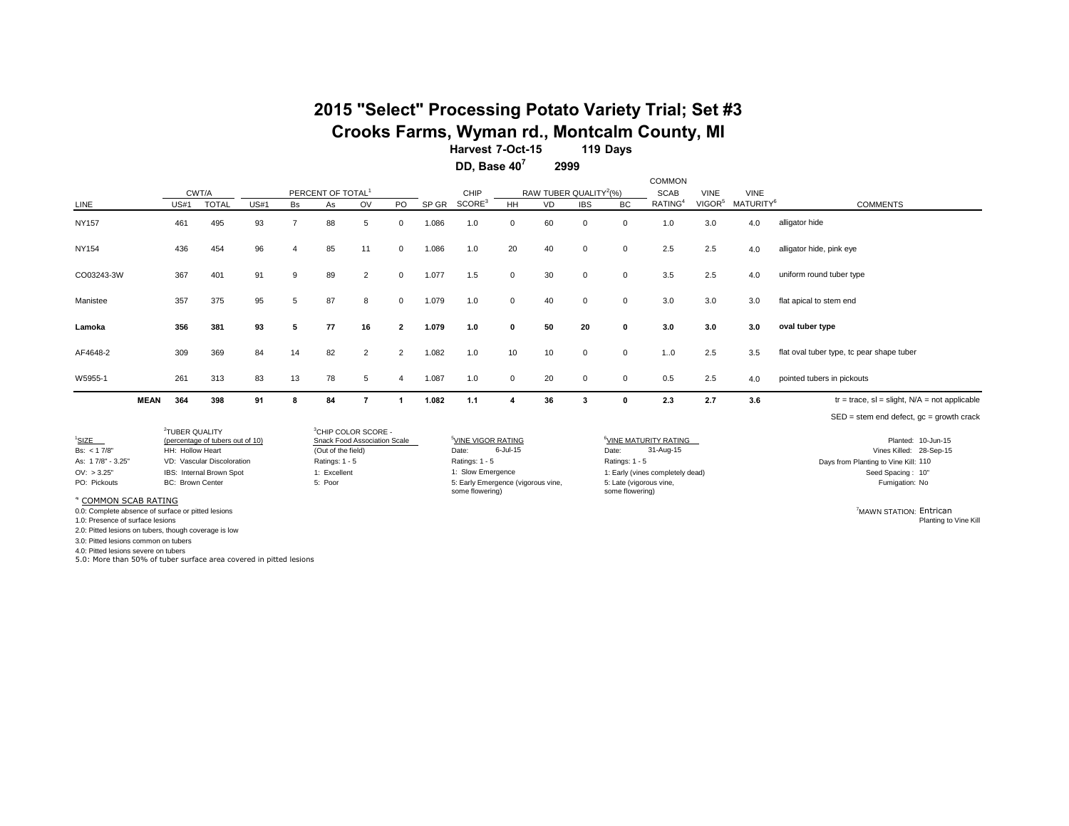# 2015 "Select" Processing Potato Variety Trial; Set #3

## Crooks Farms, Wyman rd., Montcalm County, MI

**Harvest 7-Oct-15 119 Days**

**DD, Base 40[7] 2999**

| LINE | CWT/A US#1 | CWT/A TOTAL | PERCENT OF TOTAL[1] US#1 | Bs | As | OV | PO | SP GR | CHIP SCORE[3] | RAW TUBER QUALITY[2](%) HH | VD | IBS | BC | COMMON SCAB RATING[4] | VINE VIGOR[5] | VINE MATURITY[6] | COMMENTS |
|---|---|---|---|---|---|---|---|---|---|---|---|---|---|---|---|---|---|
| NY157 | 461 | 495 | 93 | 7 | 88 | 5 | 0 | 1.086 | 1.0 | 0 | 60 | 0 | 0 | 1.0 | 3.0 | 4.0 | alligator hide |
| NY154 | 436 | 454 | 96 | 4 | 85 | 11 | 0 | 1.086 | 1.0 | 20 | 40 | 0 | 0 | 2.5 | 2.5 | 4.0 | alligator hide, pink eye |
| CO03243-3W | 367 | 401 | 91 | 9 | 89 | 2 | 0 | 1.077 | 1.5 | 0 | 30 | 0 | 0 | 3.5 | 2.5 | 4.0 | uniform round tuber type |
| Manistee | 357 | 375 | 95 | 5 | 87 | 8 | 0 | 1.079 | 1.0 | 0 | 40 | 0 | 0 | 3.0 | 3.0 | 3.0 | flat apical to stem end |
| **Lamoka** | **356** | **381** | **93** | **5** | **77** | **16** | **2** | **1.079** | **1.0** | **0** | **50** | **20** | **0** | **3.0** | **3.0** | **3.0** | **oval tuber type** |
| AF4648-2 | 309 | 369 | 84 | 14 | 82 | 2 | 2 | 1.082 | 1.0 | 10 | 10 | 0 | 0 | 1..0 | 2.5 | 3.5 | flat oval tuber type, tc pear shape tuber |
| W5955-1 | 261 | 313 | 83 | 13 | 78 | 5 | 4 | 1.087 | 1.0 | 0 | 20 | 0 | 0 | 0.5 | 2.5 | 4.0 | pointed tubers in pickouts |
| **MEAN** | **364** | **398** | **91** | **8** | **84** | **7** | **1** | **1.082** | **1.1** | **4** | **36** | **3** | **0** | **2.3** | **2.7** | **3.6** | tr = trace, sl = slight, N/A = not applicable |

SED = stem end defect, gc = growth crack

[1]SIZE
- Bs: < 1 7/8"
- As: 1 7/8" - 3.25"
- OV: > 3.25"
- PO: Pickouts

[2]TUBER QUALITY (percentage of tubers out of 10)
- HH: Hollow Heart
- VD: Vascular Discoloration
- IBS: Internal Brown Spot
- BC: Brown Center

[3]CHIP COLOR SCORE - Snack Food Association Scale
(Out of the field)
Ratings: 1 - 5
1: Excellent
5: Poor

[5]VINE VIGOR RATING
Date: 6-Jul-15
Ratings: 1 - 5
1: Slow Emergence
5: Early Emergence (vigorous vine, some flowering)

[6]VINE MATURITY RATING
Date: 31-Aug-15
Ratings: 1 - 5
1: Early (vines completely dead)
5: Late (vigorous vine, some flowering)

Planted: 10-Jun-15
Vines Killed: 28-Sep-15
Days from Planting to Vine Kill: 110
Seed Spacing : 10"
Fumigation: No

[4] COMMON SCAB RATING
- 0.0: Complete absence of surface or pitted lesions
- 1.0: Presence of surface lesions
- 2.0: Pitted lesions on tubers, though coverage is low
- 3.0: Pitted lesions common on tubers
- 4.0: Pitted lesions severe on tubers
- 5.0: More than 50% of tuber surface area covered in pitted lesions

[7]MAWN STATION: Entrican
Planting to Vine Kill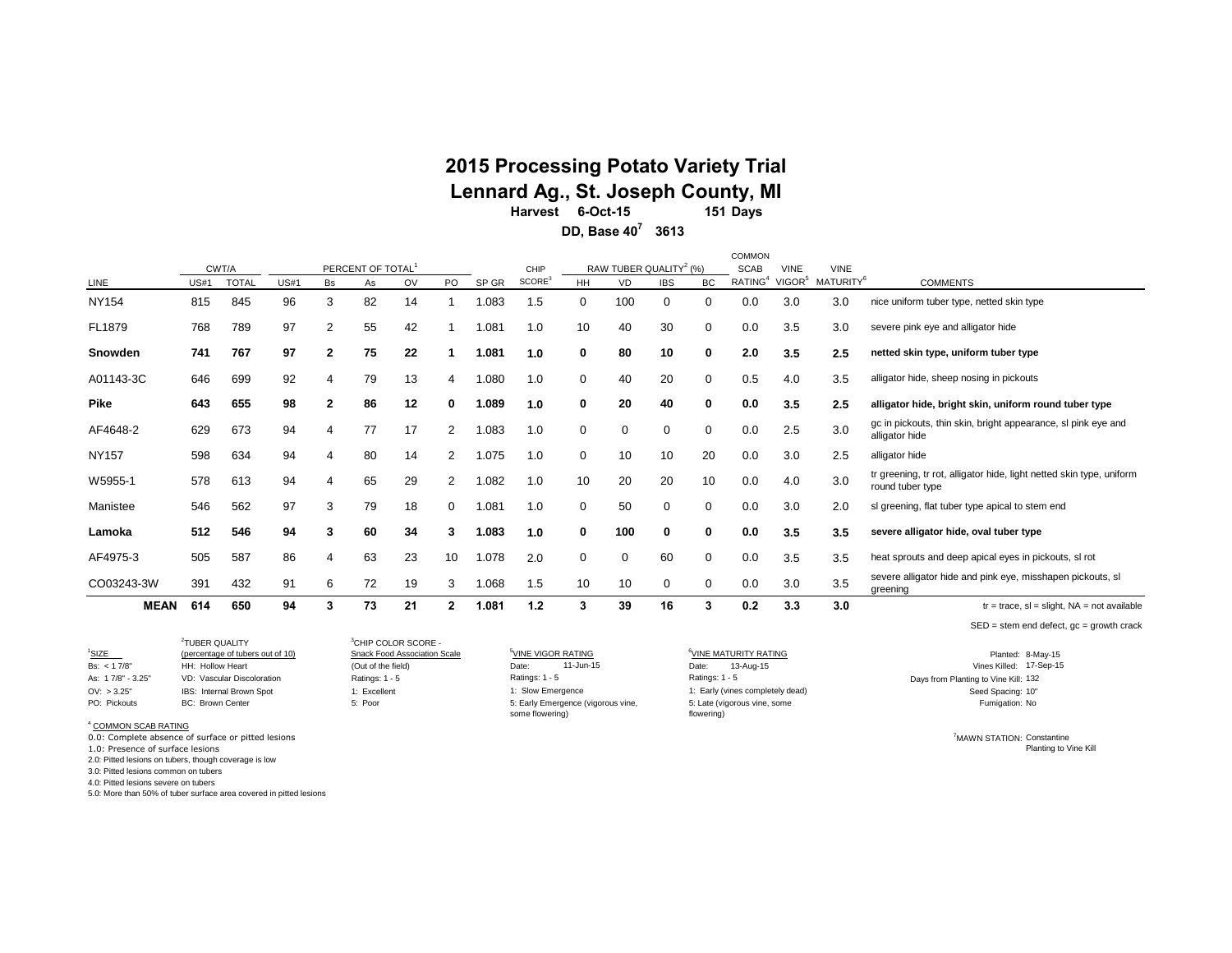# 2015 Processing Potato Variety Trial

## Lennard Ag., St. Joseph County, MI

**Harvest 6-Oct-15 151 Days**

**DD, Base 40[7] 3613**

| LINE | CWT/A US#1 | CWT/A TOTAL | PERCENT OF TOTAL[1] US#1 | Bs | As | OV | PO | SP GR | CHIP SCORE[3] | RAW TUBER QUALITY[2] (%) HH | VD | IBS | BC | COMMON SCAB RATING[4] | VINE VIGOR[5] | VINE MATURITY[6] | COMMENTS |
|---|---|---|---|---|---|---|---|---|---|---|---|---|---|---|---|---|---|
| NY154 | 815 | 845 | 96 | 3 | 82 | 14 | 1 | 1.083 | 1.5 | 0 | 100 | 0 | 0 | 0.0 | 3.0 | 3.0 | nice uniform tuber type, netted skin type |
| FL1879 | 768 | 789 | 97 | 2 | 55 | 42 | 1 | 1.081 | 1.0 | 10 | 40 | 30 | 0 | 0.0 | 3.5 | 3.0 | severe pink eye and alligator hide |
| **Snowden** | **741** | **767** | **97** | **2** | **75** | **22** | **1** | **1.081** | **1.0** | **0** | **80** | **10** | **0** | **2.0** | **3.5** | **2.5** | **netted skin type, uniform tuber type** |
| A01143-3C | 646 | 699 | 92 | 4 | 79 | 13 | 4 | 1.080 | 1.0 | 0 | 40 | 20 | 0 | 0.5 | 4.0 | 3.5 | alligator hide, sheep nosing in pickouts |
| **Pike** | **643** | **655** | **98** | **2** | **86** | **12** | **0** | **1.089** | **1.0** | **0** | **20** | **40** | **0** | **0.0** | **3.5** | **2.5** | **alligator hide, bright skin, uniform round tuber type** |
| AF4648-2 | 629 | 673 | 94 | 4 | 77 | 17 | 2 | 1.083 | 1.0 | 0 | 0 | 0 | 0 | 0.0 | 2.5 | 3.0 | gc in pickouts, thin skin, bright appearance, sl pink eye and alligator hide |
| NY157 | 598 | 634 | 94 | 4 | 80 | 14 | 2 | 1.075 | 1.0 | 0 | 10 | 10 | 20 | 0.0 | 3.0 | 2.5 | alligator hide |
| W5955-1 | 578 | 613 | 94 | 4 | 65 | 29 | 2 | 1.082 | 1.0 | 10 | 20 | 20 | 10 | 0.0 | 4.0 | 3.0 | tr greening, tr rot, alligator hide, light netted skin type, uniform round tuber type |
| Manistee | 546 | 562 | 97 | 3 | 79 | 18 | 0 | 1.081 | 1.0 | 0 | 50 | 0 | 0 | 0.0 | 3.0 | 2.0 | sl greening, flat tuber type apical to stem end |
| **Lamoka** | **512** | **546** | **94** | **3** | **60** | **34** | **3** | **1.083** | **1.0** | **0** | **100** | **0** | **0** | **0.0** | **3.5** | **3.5** | **severe alligator hide, oval tuber type** |
| AF4975-3 | 505 | 587 | 86 | 4 | 63 | 23 | 10 | 1.078 | 2.0 | 0 | 0 | 60 | 0 | 0.0 | 3.5 | 3.5 | heat sprouts and deep apical eyes in pickouts, sl rot |
| CO03243-3W | 391 | 432 | 91 | 6 | 72 | 19 | 3 | 1.068 | 1.5 | 10 | 10 | 0 | 0 | 0.0 | 3.0 | 3.5 | severe alligator hide and pink eye, misshapen pickouts, sl greening |
| **MEAN** | **614** | **650** | **94** | **3** | **73** | **21** | **2** | **1.081** | **1.2** | **3** | **39** | **16** | **3** | **0.2** | **3.3** | **3.0** | |

tr = trace, sl = slight, NA = not available

SED = stem end defect, gc = growth crack

[1]SIZE
Bs: < 1 7/8"
As: 1 7/8" - 3.25"
OV: > 3.25"
PO: Pickouts

[2]TUBER QUALITY
(percentage of tubers out of 10)
HH: Hollow Heart
VD: Vascular Discoloration
IBS: Internal Brown Spot
BC: Brown Center

[3]CHIP COLOR SCORE - Snack Food Association Scale
(Out of the field)
Ratings: 1 - 5
1: Excellent
5: Poor

[5]VINE VIGOR RATING
Date: 11-Jun-15
Ratings: 1 - 5
1: Slow Emergence
5: Early Emergence (vigorous vine, some flowering)

[6]VINE MATURITY RATING
Date: 13-Aug-15
Ratings: 1 - 5
1: Early (vines completely dead)
5: Late (vigorous vine, some flowering)

Planted: 8-May-15
Vines Killed: 17-Sep-15
Days from Planting to Vine Kill: 132
Seed Spacing: 10"
Fumigation: No

[4]COMMON SCAB RATING
0.0: Complete absence of surface or pitted lesions
1.0: Presence of surface lesions
2.0: Pitted lesions on tubers, though coverage is low
3.0: Pitted lesions common on tubers
4.0: Pitted lesions severe on tubers
5.0: More than 50% of tuber surface area covered in pitted lesions

[7]MAWN STATION: Constantine
Planting to Vine Kill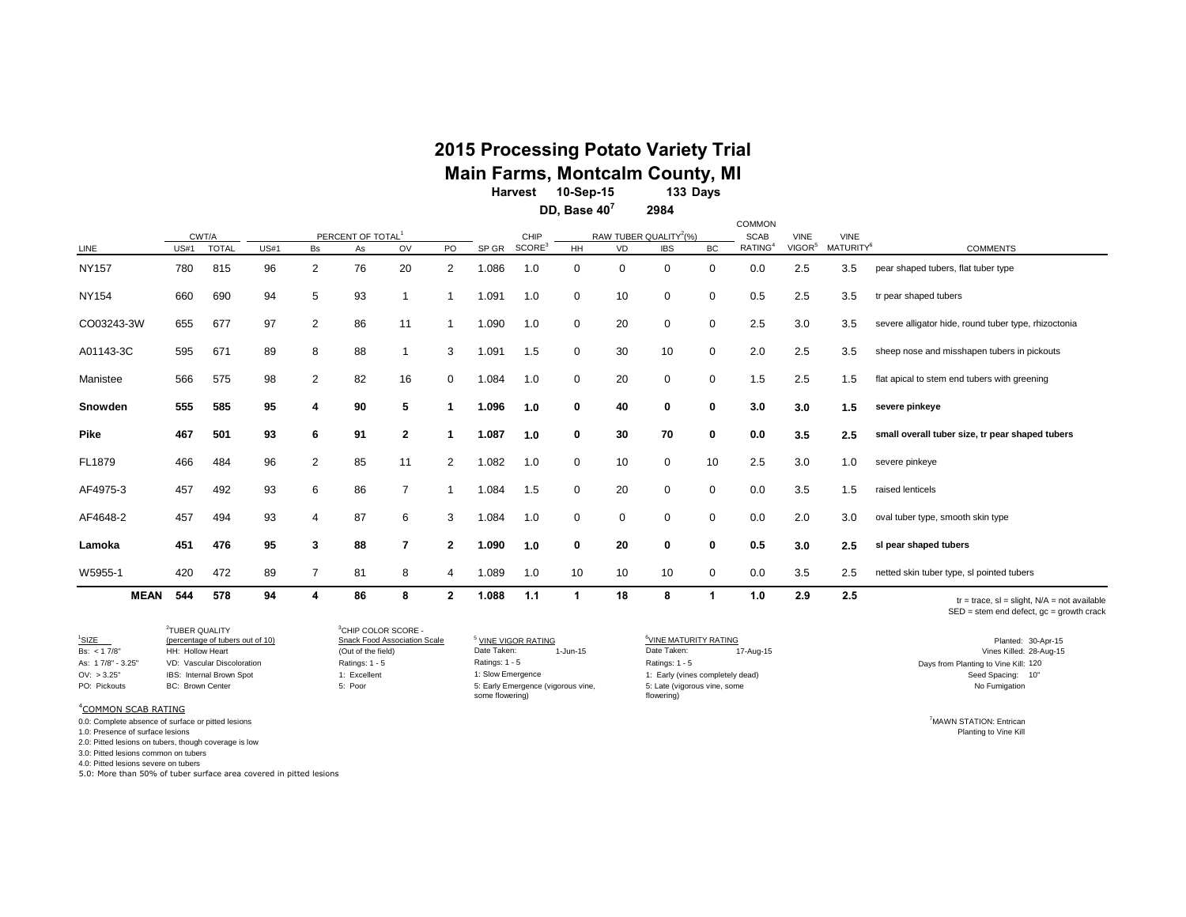# 2015 Processing Potato Variety Trial

## Main Farms, Montcalm County, MI

**Harvest 10-Sep-15 133 Days**

**DD, Base 40[7] 2984**

| LINE | CWT/A | | PERCENT OF TOTAL[1] | | | | | | CHIP | RAW TUBER QUALITY[2](%) | | | | COMMON SCAB | VINE | VINE | |
|---|---|---|---|---|---|---|---|---|---|---|---|---|---|---|---|---|---|
| | US#1 | TOTAL | US#1 | Bs | As | OV | PO | SP GR | SCORE[3] | HH | VD | IBS | BC | RATING[4] | VIGOR[5] | MATURITY[6] | COMMENTS |
| NY157 | 780 | 815 | 96 | 2 | 76 | 20 | 2 | 1.086 | 1.0 | 0 | 0 | 0 | 0 | 0.0 | 2.5 | 3.5 | pear shaped tubers, flat tuber type |
| NY154 | 660 | 690 | 94 | 5 | 93 | 1 | 1 | 1.091 | 1.0 | 0 | 10 | 0 | 0 | 0.5 | 2.5 | 3.5 | tr pear shaped tubers |
| CO03243-3W | 655 | 677 | 97 | 2 | 86 | 11 | 1 | 1.090 | 1.0 | 0 | 20 | 0 | 0 | 2.5 | 3.0 | 3.5 | severe alligator hide, round tuber type, rhizoctonia |
| A01143-3C | 595 | 671 | 89 | 8 | 88 | 1 | 3 | 1.091 | 1.5 | 0 | 30 | 10 | 0 | 2.0 | 2.5 | 3.5 | sheep nose and misshapen tubers in pickouts |
| Manistee | 566 | 575 | 98 | 2 | 82 | 16 | 0 | 1.084 | 1.0 | 0 | 20 | 0 | 0 | 1.5 | 2.5 | 1.5 | flat apical to stem end tubers with greening |
| **Snowden** | **555** | **585** | **95** | **4** | **90** | **5** | **1** | **1.096** | **1.0** | **0** | **40** | **0** | **0** | **3.0** | **3.0** | **1.5** | **severe pinkeye** |
| **Pike** | **467** | **501** | **93** | **6** | **91** | **2** | **1** | **1.087** | **1.0** | **0** | **30** | **70** | **0** | **0.0** | **3.5** | **2.5** | **small overall tuber size, tr pear shaped tubers** |
| FL1879 | 466 | 484 | 96 | 2 | 85 | 11 | 2 | 1.082 | 1.0 | 0 | 10 | 0 | 10 | 2.5 | 3.0 | 1.0 | severe pinkeye |
| AF4975-3 | 457 | 492 | 93 | 6 | 86 | 7 | 1 | 1.084 | 1.5 | 0 | 20 | 0 | 0 | 0.0 | 3.5 | 1.5 | raised lenticels |
| AF4648-2 | 457 | 494 | 93 | 4 | 87 | 6 | 3 | 1.084 | 1.0 | 0 | 0 | 0 | 0 | 0.0 | 2.0 | 3.0 | oval tuber type, smooth skin type |
| **Lamoka** | **451** | **476** | **95** | **3** | **88** | **7** | **2** | **1.090** | **1.0** | **0** | **20** | **0** | **0** | **0.5** | **3.0** | **2.5** | **sl pear shaped tubers** |
| W5955-1 | 420 | 472 | 89 | 7 | 81 | 8 | 4 | 1.089 | 1.0 | 10 | 10 | 10 | 0 | 0.0 | 3.5 | 2.5 | netted skin tuber type, sl pointed tubers |
| **MEAN** | **544** | **578** | **94** | **4** | **86** | **8** | **2** | **1.088** | **1.1** | **1** | **18** | **8** | **1** | **1.0** | **2.9** | **2.5** | |

tr = trace, sl = slight, N/A = not available
SED = stem end defect, gc = growth crack

[1]SIZE
Bs: < 1 7/8"
As: 1 7/8" - 3.25"
OV: > 3.25"
PO: Pickouts

[2]TUBER QUALITY
(percentage of tubers out of 10)
HH: Hollow Heart
VD: Vascular Discoloration
IBS: Internal Brown Spot
BC: Brown Center

[3]CHIP COLOR SCORE - Snack Food Association Scale
(Out of the field)
Ratings: 1 - 5
1: Excellent
5: Poor

[5]VINE VIGOR RATING
Date Taken: 1-Jun-15
Ratings: 1 - 5
1: Slow Emergence
5: Early Emergence (vigorous vine, some flowering)

[6]VINE MATURITY RATING
Date Taken: 17-Aug-15
Ratings: 1 - 5
1: Early (vines completely dead)
5: Late (vigorous vine, some flowering)

Planted: 30-Apr-15
Vines Killed: 28-Aug-15
Days from Planting to Vine Kill: 120
Seed Spacing: 10"
No Fumigation

[4]COMMON SCAB RATING
0.0: Complete absence of surface or pitted lesions
1.0: Presence of surface lesions
2.0: Pitted lesions on tubers, though coverage is low
3.0: Pitted lesions common on tubers
4.0: Pitted lesions severe on tubers
5.0: More than 50% of tuber surface area covered in pitted lesions

[7]MAWN STATION: Entrican
Planting to Vine Kill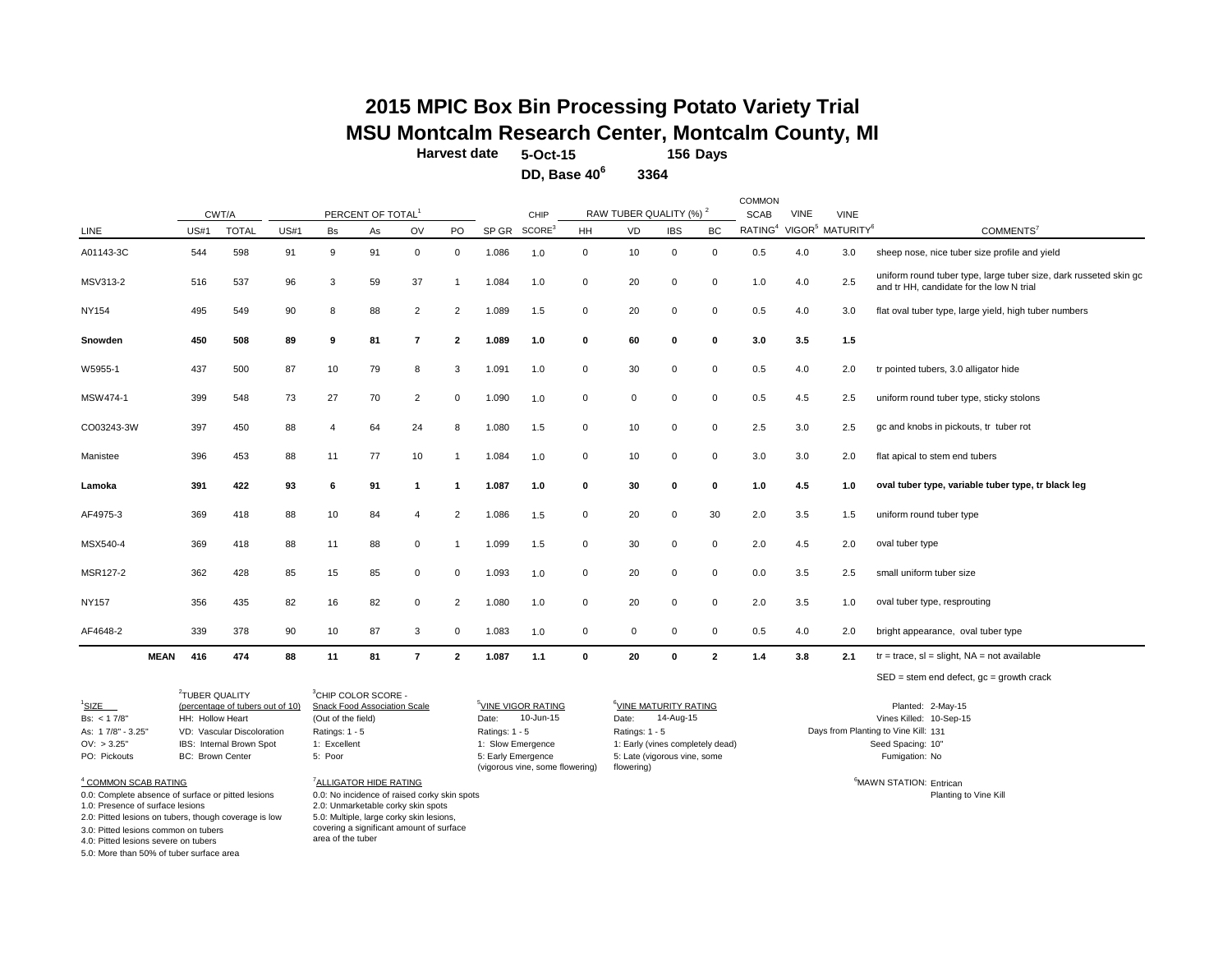# 2015 MPIC Box Bin Processing Potato Variety Trial
## MSU Montcalm Research Center, Montcalm County, MI

**Harvest date** **5-Oct-15** **156 Days**

**DD, Base 40[6]** **3364**

| LINE | CWT/A US#1 | CWT/A TOTAL | PERCENT OF TOTAL[1] US#1 | Bs | As | OV | PO | SP GR | CHIP SCORE[3] | RAW TUBER QUALITY (%)[2] HH | VD | IBS | BC | COMMON SCAB RATING[4] | VINE VIGOR[5] | VINE MATURITY[6] | COMMENTS[7] |
|---|---|---|---|---|---|---|---|---|---|---|---|---|---|---|---|---|---|
| A01143-3C | 544 | 598 | 91 | 9 | 91 | 0 | 0 | 1.086 | 1.0 | 0 | 10 | 0 | 0 | 0.5 | 4.0 | 3.0 | sheep nose, nice tuber size profile and yield |
| MSV313-2 | 516 | 537 | 96 | 3 | 59 | 37 | 1 | 1.084 | 1.0 | 0 | 20 | 0 | 0 | 1.0 | 4.0 | 2.5 | uniform round tuber type, large tuber size, dark russeted skin gc and tr HH, candidate for the low N trial |
| NY154 | 495 | 549 | 90 | 8 | 88 | 2 | 2 | 1.089 | 1.5 | 0 | 20 | 0 | 0 | 0.5 | 4.0 | 3.0 | flat oval tuber type, large yield, high tuber numbers |
| **Snowden** | **450** | **508** | **89** | **9** | **81** | **7** | **2** | **1.089** | **1.0** | **0** | **60** | **0** | **0** | **3.0** | **3.5** | **1.5** | |
| W5955-1 | 437 | 500 | 87 | 10 | 79 | 8 | 3 | 1.091 | 1.0 | 0 | 30 | 0 | 0 | 0.5 | 4.0 | 2.0 | tr pointed tubers, 3.0 alligator hide |
| MSW474-1 | 399 | 548 | 73 | 27 | 70 | 2 | 0 | 1.090 | 1.0 | 0 | 0 | 0 | 0 | 0.5 | 4.5 | 2.5 | uniform round tuber type, sticky stolons |
| CO03243-3W | 397 | 450 | 88 | 4 | 64 | 24 | 8 | 1.080 | 1.5 | 0 | 10 | 0 | 0 | 2.5 | 3.0 | 2.5 | gc and knobs in pickouts, tr tuber rot |
| Manistee | 396 | 453 | 88 | 11 | 77 | 10 | 1 | 1.084 | 1.0 | 0 | 10 | 0 | 0 | 3.0 | 3.0 | 2.0 | flat apical to stem end tubers |
| **Lamoka** | **391** | **422** | **93** | **6** | **91** | **1** | **1** | **1.087** | **1.0** | **0** | **30** | **0** | **0** | **1.0** | **4.5** | **1.0** | **oval tuber type, variable tuber type, tr black leg** |
| AF4975-3 | 369 | 418 | 88 | 10 | 84 | 4 | 2 | 1.086 | 1.5 | 0 | 20 | 0 | 30 | 2.0 | 3.5 | 1.5 | uniform round tuber type |
| MSX540-4 | 369 | 418 | 88 | 11 | 88 | 0 | 1 | 1.099 | 1.5 | 0 | 30 | 0 | 0 | 2.0 | 4.5 | 2.0 | oval tuber type |
| MSR127-2 | 362 | 428 | 85 | 15 | 85 | 0 | 0 | 1.093 | 1.0 | 0 | 20 | 0 | 0 | 0.0 | 3.5 | 2.5 | small uniform tuber size |
| NY157 | 356 | 435 | 82 | 16 | 82 | 0 | 2 | 1.080 | 1.0 | 0 | 20 | 0 | 0 | 2.0 | 3.5 | 1.0 | oval tuber type, resprouting |
| AF4648-2 | 339 | 378 | 90 | 10 | 87 | 3 | 0 | 1.083 | 1.0 | 0 | 0 | 0 | 0 | 0.5 | 4.0 | 2.0 | bright appearance, oval tuber type |
| **MEAN** | **416** | **474** | **88** | **11** | **81** | **7** | **2** | **1.087** | **1.1** | **0** | **20** | **0** | **2** | **1.4** | **3.8** | **2.1** | tr = trace, sl = slight, NA = not available |

SED = stem end defect, gc = growth crack

[1]SIZE
Bs: < 1 7/8"
As: 1 7/8" - 3.25"
OV: > 3.25"
PO: Pickouts

[2]TUBER QUALITY
(percentage of tubers out of 10)
HH: Hollow Heart
VD: Vascular Discoloration
IBS: Internal Brown Spot
BC: Brown Center

[3]CHIP COLOR SCORE - Snack Food Association Scale
(Out of the field)
Ratings: 1 - 5
1: Excellent
5: Poor

[5]VINE VIGOR RATING
Date: 10-Jun-15
Ratings: 1 - 5
1: Slow Emergence
5: Early Emergence (vigorous vine, some flowering)

[6]VINE MATURITY RATING
Date: 14-Aug-15
Ratings: 1 - 5
1: Early (vines completely dead)
5: Late (vigorous vine, some flowering)

Planted: 2-May-15
Vines Killed: 10-Sep-15
Days from Planting to Vine Kill: 131
Seed Spacing: 10"
Fumigation: No

[4] COMMON SCAB RATING
0.0: Complete absence of surface or pitted lesions
1.0: Presence of surface lesions
2.0: Pitted lesions on tubers, though coverage is low
3.0: Pitted lesions common on tubers
4.0: Pitted lesions severe on tubers
5.0: More than 50% of tuber surface area

[7]ALLIGATOR HIDE RATING
0.0: No incidence of raised corky skin spots
2.0: Unmarketable corky skin spots
5.0: Multiple, large corky skin lesions, covering a significant amount of surface area of the tuber

[6]MAWN STATION: Entrican
Planting to Vine Kill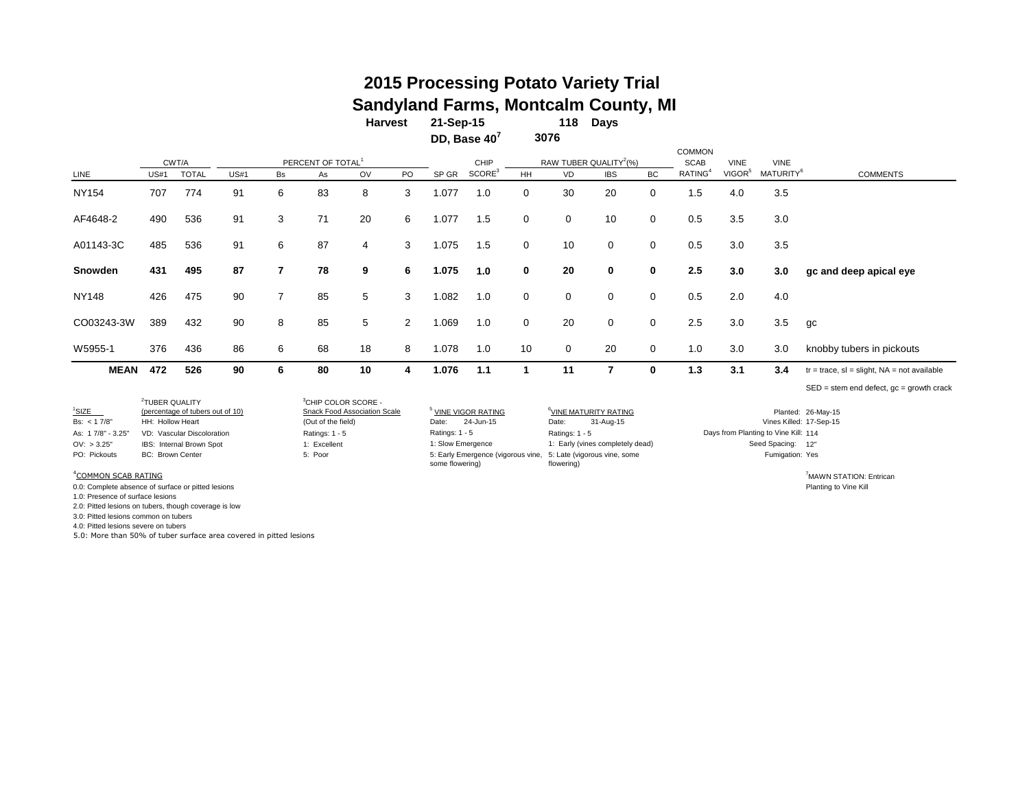# 2015 Processing Potato Variety Trial
## Sandyland Farms, Montcalm County, MI

**Harvest** **21-Sep-15** **118 Days**

**DD, Base 40[7]** **3076**

| LINE | CWT/A US#1 | CWT/A TOTAL | PERCENT OF TOTAL[1] US#1 | Bs | As | OV | PO | SP GR | CHIP SCORE[3] | RAW TUBER QUALITY[2](%) HH | VD | IBS | BC | COMMON SCAB RATING[4] | VINE VIGOR[5] | VINE MATURITY[6] | COMMENTS |
|---|---|---|---|---|---|---|---|---|---|---|---|---|---|---|---|---|---|
| NY154 | 707 | 774 | 91 | 6 | 83 | 8 | 3 | 1.077 | 1.0 | 0 | 30 | 20 | 0 | 1.5 | 4.0 | 3.5 | |
| AF4648-2 | 490 | 536 | 91 | 3 | 71 | 20 | 6 | 1.077 | 1.5 | 0 | 0 | 10 | 0 | 0.5 | 3.5 | 3.0 | |
| A01143-3C | 485 | 536 | 91 | 6 | 87 | 4 | 3 | 1.075 | 1.5 | 0 | 10 | 0 | 0 | 0.5 | 3.0 | 3.5 | |
| **Snowden** | **431** | **495** | **87** | **7** | **78** | **9** | **6** | **1.075** | **1.0** | **0** | **20** | **0** | **0** | **2.5** | **3.0** | **3.0** | **gc and deep apical eye** |
| NY148 | 426 | 475 | 90 | 7 | 85 | 5 | 3 | 1.082 | 1.0 | 0 | 0 | 0 | 0 | 0.5 | 2.0 | 4.0 | |
| CO03243-3W | 389 | 432 | 90 | 8 | 85 | 5 | 2 | 1.069 | 1.0 | 0 | 20 | 0 | 0 | 2.5 | 3.0 | 3.5 | gc |
| W5955-1 | 376 | 436 | 86 | 6 | 68 | 18 | 8 | 1.078 | 1.0 | 10 | 0 | 20 | 0 | 1.0 | 3.0 | 3.0 | knobby tubers in pickouts |
| **MEAN** | **472** | **526** | **90** | **6** | **80** | **10** | **4** | **1.076** | **1.1** | **1** | **11** | **7** | **0** | **1.3** | **3.1** | **3.4** | tr = trace, sl = slight, NA = not available |

SED = stem end defect, gc = growth crack

[1]SIZE
Bs: < 1 7/8"
As: 1 7/8" - 3.25"
OV: > 3.25"
PO: Pickouts

[2]TUBER QUALITY
(percentage of tubers out of 10)
HH: Hollow Heart
VD: Vascular Discoloration
IBS: Internal Brown Spot
BC: Brown Center

[3]CHIP COLOR SCORE - Snack Food Association Scale
(Out of the field)
Ratings: 1 - 5
1: Excellent
5: Poor

[5] VINE VIGOR RATING
Date: 24-Jun-15
Ratings: 1 - 5
1: Slow Emergence
5: Early Emergence (vigorous vine, some flowering)

[6]VINE MATURITY RATING
Date: 31-Aug-15
Ratings: 1 - 5
1: Early (vines completely dead)
5: Late (vigorous vine, some flowering)

Planted: 26-May-15
Vines Killed: 17-Sep-15
Days from Planting to Vine Kill: 114
Seed Spacing: 12"
Fumigation: Yes

[4]COMMON SCAB RATING
0.0: Complete absence of surface or pitted lesions
1.0: Presence of surface lesions
2.0: Pitted lesions on tubers, though coverage is low
3.0: Pitted lesions common on tubers
4.0: Pitted lesions severe on tubers
5.0: More than 50% of tuber surface area covered in pitted lesions

[7]MAWN STATION: Entrican
Planting to Vine Kill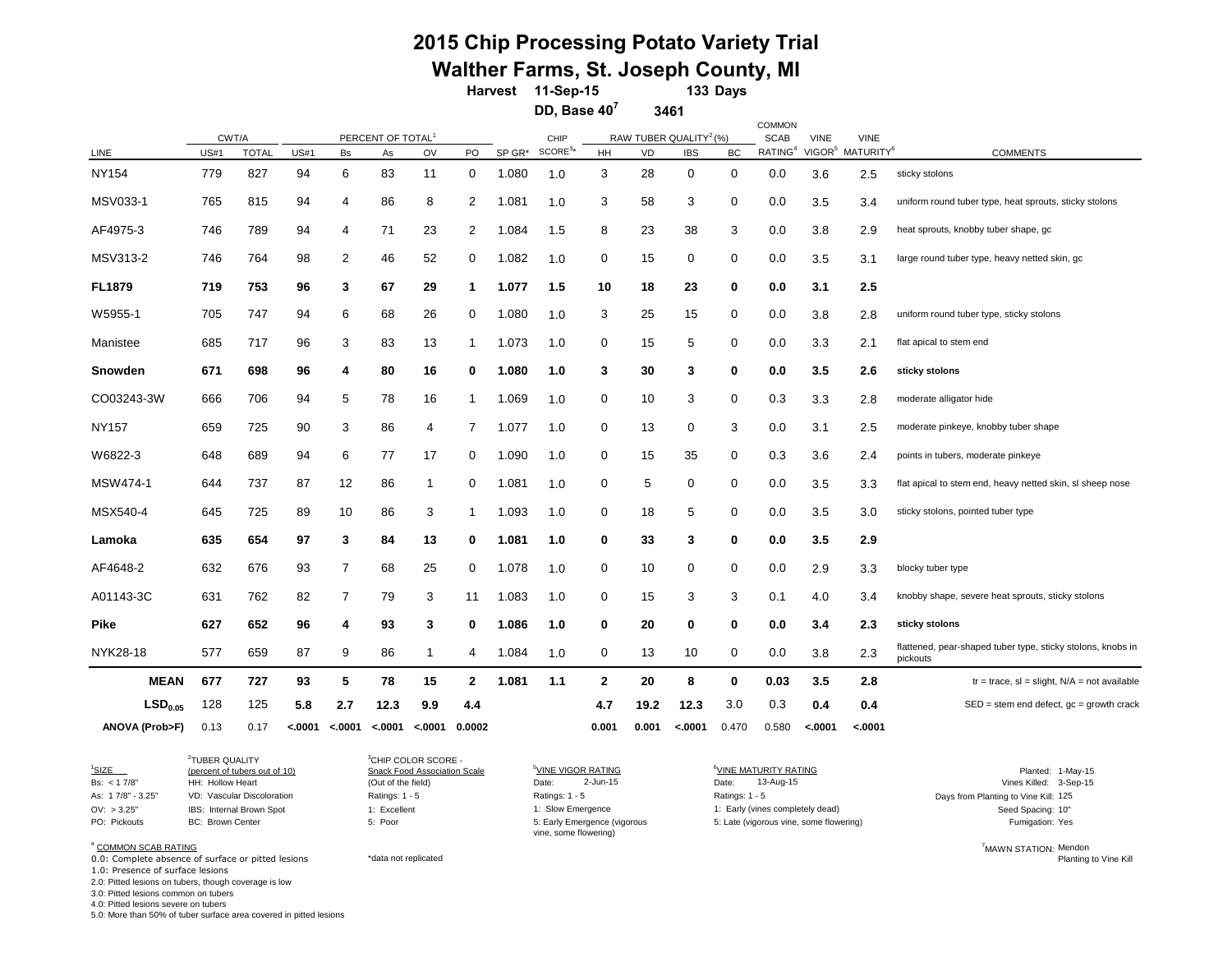# 2015 Chip Processing Potato Variety Trial

## Walther Farms, St. Joseph County, MI

Harvest 11-Sep-15 133 Days

DD, Base 40[7] 3461

| LINE | CWT/A US#1 | CWT/A TOTAL | PERCENT OF TOTAL[1] US#1 | Bs | As | OV | PO | SP GR* | CHIP SCORE[3]* | RAW TUBER QUALITY[2] (%) HH | VD | IBS | BC | COMMON SCAB RATING[4] | VINE VIGOR[5] | VINE MATURITY[6] | COMMENTS |
|---|---|---|---|---|---|---|---|---|---|---|---|---|---|---|---|---|---|
| NY154 | 779 | 827 | 94 | 6 | 83 | 11 | 0 | 1.080 | 1.0 | 3 | 28 | 0 | 0 | 0.0 | 3.6 | 2.5 | sticky stolons |
| MSV033-1 | 765 | 815 | 94 | 4 | 86 | 8 | 2 | 1.081 | 1.0 | 3 | 58 | 3 | 0 | 0.0 | 3.5 | 3.4 | uniform round tuber type, heat sprouts, sticky stolons |
| AF4975-3 | 746 | 789 | 94 | 4 | 71 | 23 | 2 | 1.084 | 1.5 | 8 | 23 | 38 | 3 | 0.0 | 3.8 | 2.9 | heat sprouts, knobby tuber shape, gc |
| MSV313-2 | 746 | 764 | 98 | 2 | 46 | 52 | 0 | 1.082 | 1.0 | 0 | 15 | 0 | 0 | 0.0 | 3.5 | 3.1 | large round tuber type, heavy netted skin, gc |
| **FL1879** | **719** | **753** | **96** | **3** | **67** | **29** | **1** | **1.077** | **1.5** | **10** | **18** | **23** | **0** | **0.0** | **3.1** | **2.5** | |
| W5955-1 | 705 | 747 | 94 | 6 | 68 | 26 | 0 | 1.080 | 1.0 | 3 | 25 | 15 | 0 | 0.0 | 3.8 | 2.8 | uniform round tuber type, sticky stolons |
| Manistee | 685 | 717 | 96 | 3 | 83 | 13 | 1 | 1.073 | 1.0 | 0 | 15 | 5 | 0 | 0.0 | 3.3 | 2.1 | flat apical to stem end |
| **Snowden** | **671** | **698** | **96** | **4** | **80** | **16** | **0** | **1.080** | **1.0** | **3** | **30** | **3** | **0** | **0.0** | **3.5** | **2.6** | **sticky stolons** |
| CO03243-3W | 666 | 706 | 94 | 5 | 78 | 16 | 1 | 1.069 | 1.0 | 0 | 10 | 3 | 0 | 0.3 | 3.3 | 2.8 | moderate alligator hide |
| NY157 | 659 | 725 | 90 | 3 | 86 | 4 | 7 | 1.077 | 1.0 | 0 | 13 | 0 | 3 | 0.0 | 3.1 | 2.5 | moderate pinkeye, knobby tuber shape |
| W6822-3 | 648 | 689 | 94 | 6 | 77 | 17 | 0 | 1.090 | 1.0 | 0 | 15 | 35 | 0 | 0.3 | 3.6 | 2.4 | points in tubers, moderate pinkeye |
| MSW474-1 | 644 | 737 | 87 | 12 | 86 | 1 | 0 | 1.081 | 1.0 | 0 | 5 | 0 | 0 | 0.0 | 3.5 | 3.3 | flat apical to stem end, heavy netted skin, sl sheep nose |
| MSX540-4 | 645 | 725 | 89 | 10 | 86 | 3 | 1 | 1.093 | 1.0 | 0 | 18 | 5 | 0 | 0.0 | 3.5 | 3.0 | sticky stolons, pointed tuber type |
| **Lamoka** | **635** | **654** | **97** | **3** | **84** | **13** | **0** | **1.081** | **1.0** | **0** | **33** | **3** | **0** | **0.0** | **3.5** | **2.9** | |
| AF4648-2 | 632 | 676 | 93 | 7 | 68 | 25 | 0 | 1.078 | 1.0 | 0 | 10 | 0 | 0 | 0.0 | 2.9 | 3.3 | blocky tuber type |
| A01143-3C | 631 | 762 | 82 | 7 | 79 | 3 | 11 | 1.083 | 1.0 | 0 | 15 | 3 | 3 | 0.1 | 4.0 | 3.4 | knobby shape, severe heat sprouts, sticky stolons |
| **Pike** | **627** | **652** | **96** | **4** | **93** | **3** | **0** | **1.086** | **1.0** | **0** | **20** | **0** | **0** | **0.0** | **3.4** | **2.3** | **sticky stolons** |
| NYK28-18 | 577 | 659 | 87 | 9 | 86 | 1 | 4 | 1.084 | 1.0 | 0 | 13 | 10 | 0 | 0.0 | 3.8 | 2.3 | flattened, pear-shaped tuber type, sticky stolons, knobs in pickouts |
| **MEAN** | **677** | **727** | **93** | **5** | **78** | **15** | **2** | **1.081** | **1.1** | **2** | **20** | **8** | **0** | **0.03** | **3.5** | **2.8** | tr = trace, sl = slight, N/A = not available |
| **$LSD_{0.05}$** | 128 | 125 | **5.8** | **2.7** | **12.3** | **9.9** | **4.4** | | | **4.7** | **19.2** | **12.3** | 3.0 | 0.3 | **0.4** | **0.4** | SED = stem end defect, gc = growth crack |
| **ANOVA (Prob>F)** | 0.13 | 0.17 | **<.0001** | **<.0001** | **<.0001** | **<.0001** | **0.0002** | | | **0.001** | **0.001** | **<.0001** | 0.470 | 0.580 | **<.0001** | **<.0001** | |

[1]SIZE
Bs: < 1 7/8"
As: 1 7/8" - 3.25"
OV: > 3.25"
PO: Pickouts

[2]TUBER QUALITY (percent of tubers out of 10)
HH: Hollow Heart
VD: Vascular Discoloration
IBS: Internal Brown Spot
BC: Brown Center

[3]CHIP COLOR SCORE - Snack Food Association Scale (Out of the field)
Ratings: 1 - 5
1: Excellent
5: Poor

*data not replicated

[5]VINE VIGOR RATING
Date: 2-Jun-15
Ratings: 1 - 5
1: Slow Emergence
5: Early Emergence (vigorous vine, some flowering)

[6]VINE MATURITY RATING
Date: 13-Aug-15
Ratings: 1 - 5
1: Early (vines completely dead)
5: Late (vigorous vine, some flowering)

Planted: 1-May-15
Vines Killed: 3-Sep-15
Days from Planting to Vine Kill: 125
Seed Spacing: 10"
Fumigation: Yes

[7]MAWN STATION: Mendon
Planting to Vine Kill

[4] COMMON SCAB RATING
0.0: Complete absence of surface or pitted lesions
1.0: Presence of surface lesions
2.0: Pitted lesions on tubers, though coverage is low
3.0: Pitted lesions common on tubers
4.0: Pitted lesions severe on tubers
5.0: More than 50% of tuber surface area covered in pitted lesions